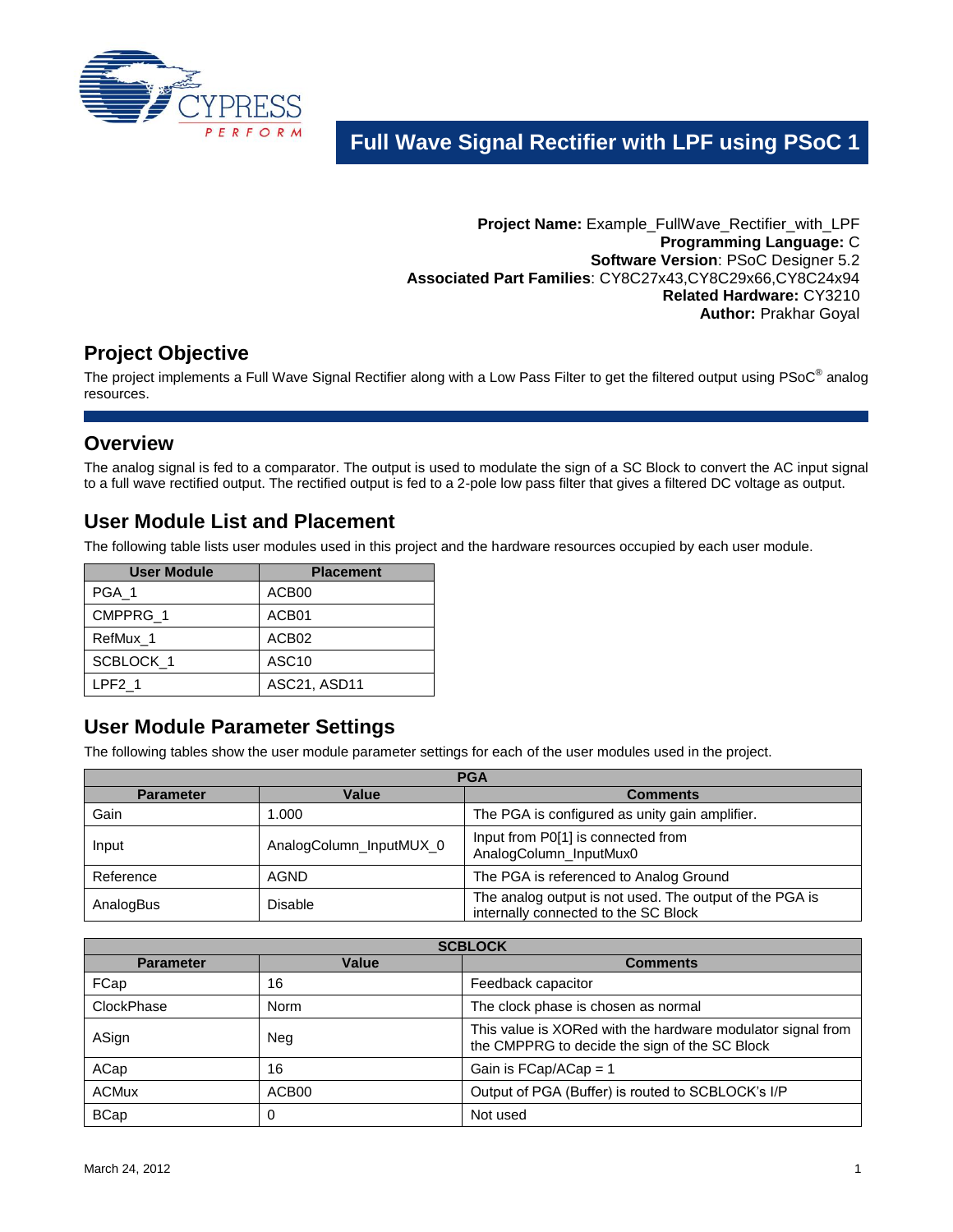# Full Wave Signal Rectifier with LPF using PSoC 1

**Project Name:** Example_FullWave_Rectifier_with_LPF
**Programming Language:** C
**Software Version**: PSoC Designer 5.2
**Associated Part Families**: CY8C27x43,CY8C29x66,CY8C24x94
**Related Hardware:** CY3210
**Author:** Prakhar Goyal

## Project Objective

The project implements a Full Wave Signal Rectifier along with a Low Pass Filter to get the filtered output using PSoC® analog resources.

## Overview

The analog signal is fed to a comparator. The output is used to modulate the sign of a SC Block to convert the AC input signal to a full wave rectified output. The rectified output is fed to a 2-pole low pass filter that gives a filtered DC voltage as output.

## User Module List and Placement

The following table lists user modules used in this project and the hardware resources occupied by each user module.

| User Module | Placement |
|---|---|
| PGA_1 | ACB00 |
| CMPPRG_1 | ACB01 |
| RefMux_1 | ACB02 |
| SCBLOCK_1 | ASC10 |
| LPF2_1 | ASC21, ASD11 |

## User Module Parameter Settings

The following tables show the user module parameter settings for each of the user modules used in the project.

| PGA | | |
|---|---|---|
| **Parameter** | **Value** | **Comments** |
| Gain | 1.000 | The PGA is configured as unity gain amplifier. |
| Input | AnalogColumn_InputMUX_0 | Input from P0[1] is connected from AnalogColumn_InputMux0 |
| Reference | AGND | The PGA is referenced to Analog Ground |
| AnalogBus | Disable | The analog output is not used. The output of the PGA is internally connected to the SC Block |

| SCBLOCK | | |
|---|---|---|
| **Parameter** | **Value** | **Comments** |
| FCap | 16 | Feedback capacitor |
| ClockPhase | Norm | The clock phase is chosen as normal |
| ASign | Neg | This value is XORed with the hardware modulator signal from the CMPPRG to decide the sign of the SC Block |
| ACap | 16 | Gain is FCap/ACap = 1 |
| ACMux | ACB00 | Output of PGA (Buffer) is routed to SCBLOCK's I/P |
| BCap | 0 | Not used |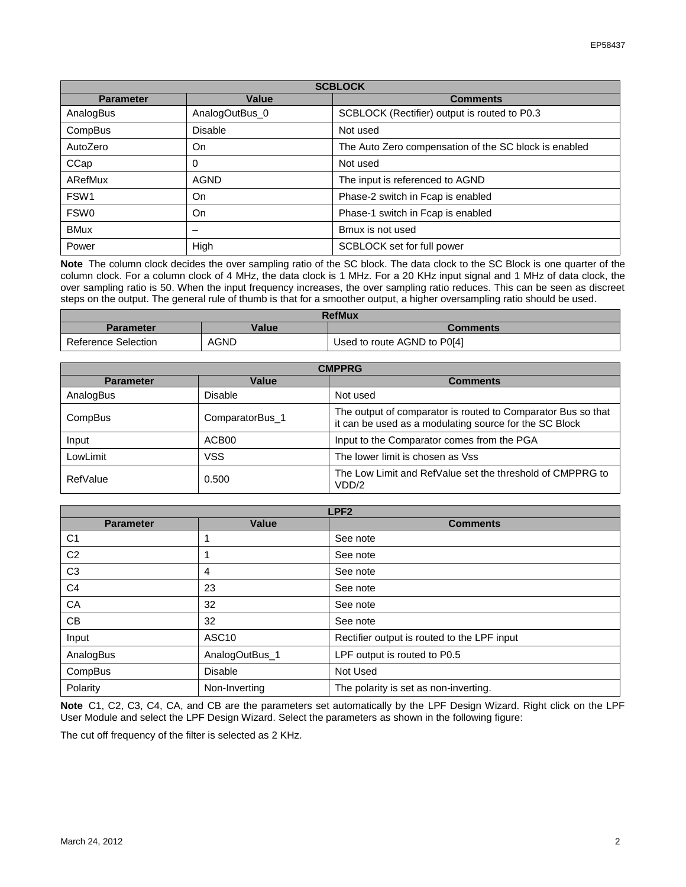| SCBLOCK | | |
|---|---|---|
| **Parameter** | **Value** | **Comments** |
| AnalogBus | AnalogOutBus_0 | SCBLOCK (Rectifier) output is routed to P0.3 |
| CompBus | Disable | Not used |
| AutoZero | On | The Auto Zero compensation of the SC block is enabled |
| CCap | 0 | Not used |
| ARefMux | AGND | The input is referenced to AGND |
| FSW1 | On | Phase-2 switch in Fcap is enabled |
| FSW0 | On | Phase-1 switch in Fcap is enabled |
| BMux | – | Bmux is not used |
| Power | High | SCBLOCK set for full power |

**Note** The column clock decides the over sampling ratio of the SC block. The data clock to the SC Block is one quarter of the column clock. For a column clock of 4 MHz, the data clock is 1 MHz. For a 20 KHz input signal and 1 MHz of data clock, the over sampling ratio is 50. When the input frequency increases, the over sampling ratio reduces. This can be seen as discreet steps on the output. The general rule of thumb is that for a smoother output, a higher oversampling ratio should be used.

| RefMux | | |
|---|---|---|
| **Parameter** | **Value** | **Comments** |
| Reference Selection | AGND | Used to route AGND to P0[4] |

| CMPPRG | | |
|---|---|---|
| **Parameter** | **Value** | **Comments** |
| AnalogBus | Disable | Not used |
| CompBus | ComparatorBus_1 | The output of comparator is routed to Comparator Bus so that it can be used as a modulating source for the SC Block |
| Input | ACB00 | Input to the Comparator comes from the PGA |
| LowLimit | VSS | The lower limit is chosen as Vss |
| RefValue | 0.500 | The Low Limit and RefValue set the threshold of CMPPRG to VDD/2 |

| LPF2 | | |
|---|---|---|
| **Parameter** | **Value** | **Comments** |
| C1 | 1 | See note |
| C2 | 1 | See note |
| C3 | 4 | See note |
| C4 | 23 | See note |
| CA | 32 | See note |
| CB | 32 | See note |
| Input | ASC10 | Rectifier output is routed to the LPF input |
| AnalogBus | AnalogOutBus_1 | LPF output is routed to P0.5 |
| CompBus | Disable | Not Used |
| Polarity | Non-Inverting | The polarity is set as non-inverting. |

**Note** C1, C2, C3, C4, CA, and CB are the parameters set automatically by the LPF Design Wizard. Right click on the LPF User Module and select the LPF Design Wizard. Select the parameters as shown in the following figure:

The cut off frequency of the filter is selected as 2 KHz.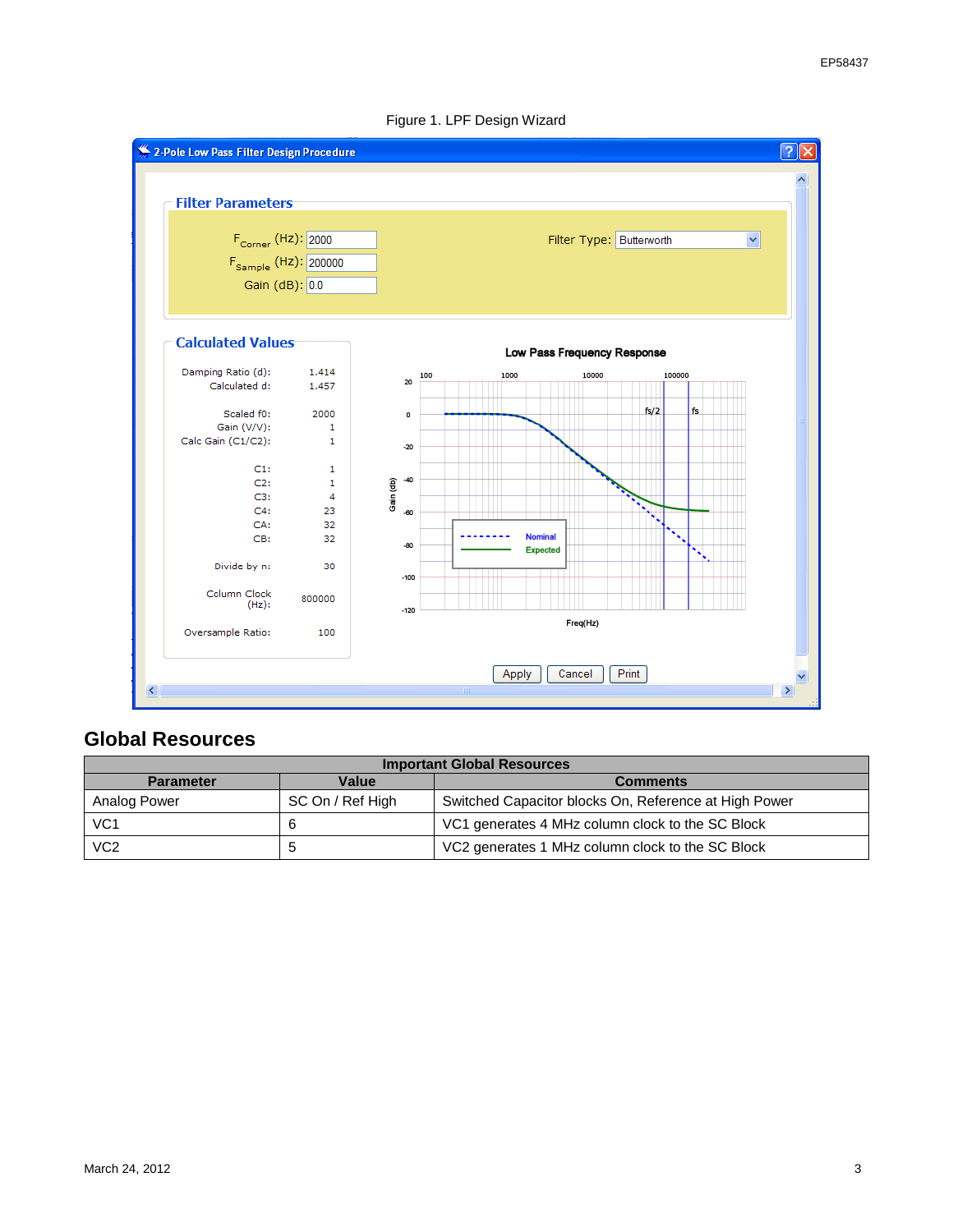Figure 1. LPF Design Wizard

## Global Resources

| Important Global Resources | | |
|---|---|---|
| **Parameter** | **Value** | **Comments** |
| Analog Power | SC On / Ref High | Switched Capacitor blocks On, Reference at High Power |
| VC1 | 6 | VC1 generates 4 MHz column clock to the SC Block |
| VC2 | 5 | VC2 generates 1 MHz column clock to the SC Block |

March 24, 2012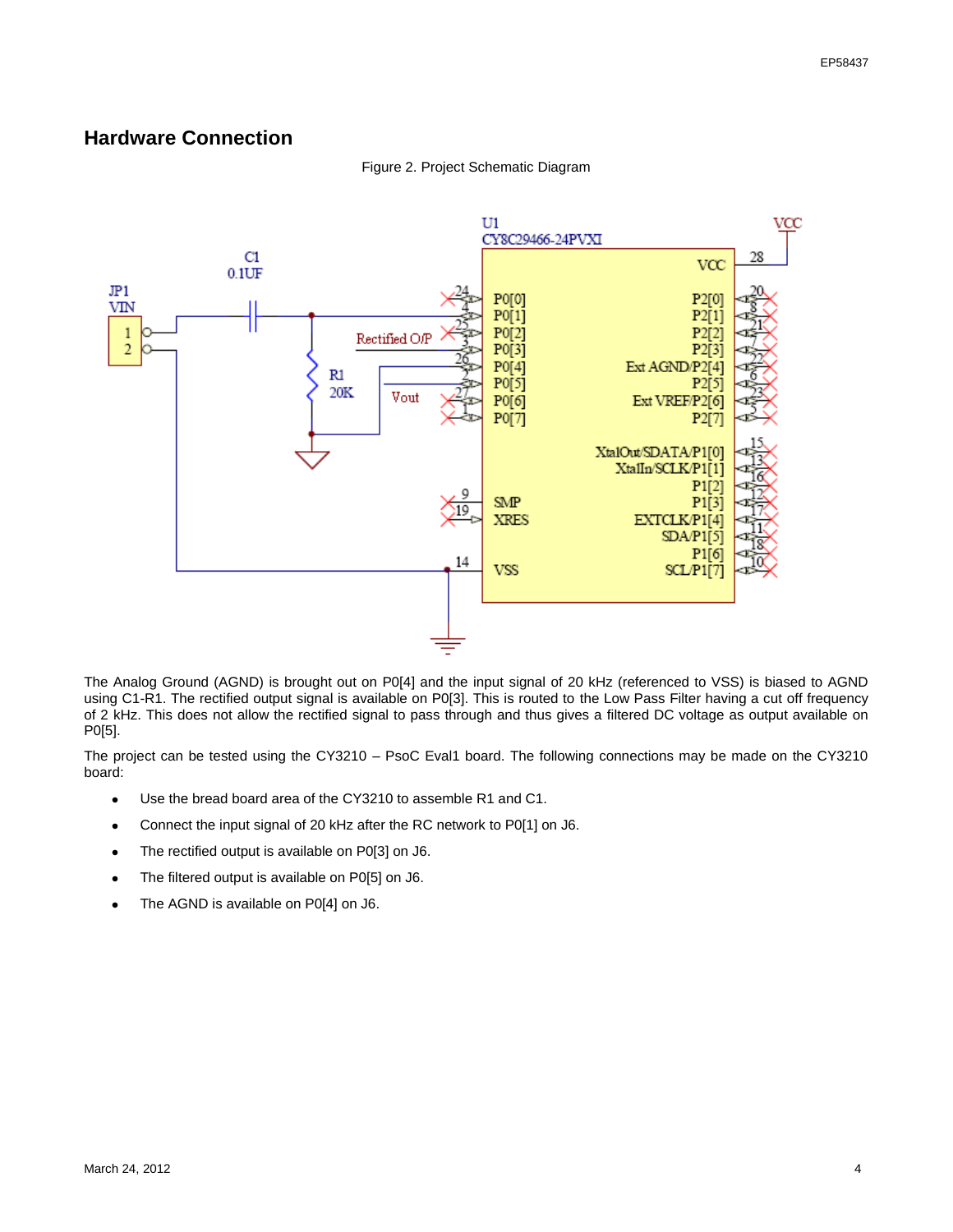## Hardware Connection

Figure 2. Project Schematic Diagram

The Analog Ground (AGND) is brought out on P0[4] and the input signal of 20 kHz (referenced to VSS) is biased to AGND using C1-R1. The rectified output signal is available on P0[3]. This is routed to the Low Pass Filter having a cut off frequency of 2 kHz. This does not allow the rectified signal to pass through and thus gives a filtered DC voltage as output available on P0[5].

The project can be tested using the CY3210 – PsoC Eval1 board. The following connections may be made on the CY3210 board:

- Use the bread board area of the CY3210 to assemble R1 and C1.
- Connect the input signal of 20 kHz after the RC network to P0[1] on J6.
- The rectified output is available on P0[3] on J6.
- The filtered output is available on P0[5] on J6.
- The AGND is available on P0[4] on J6.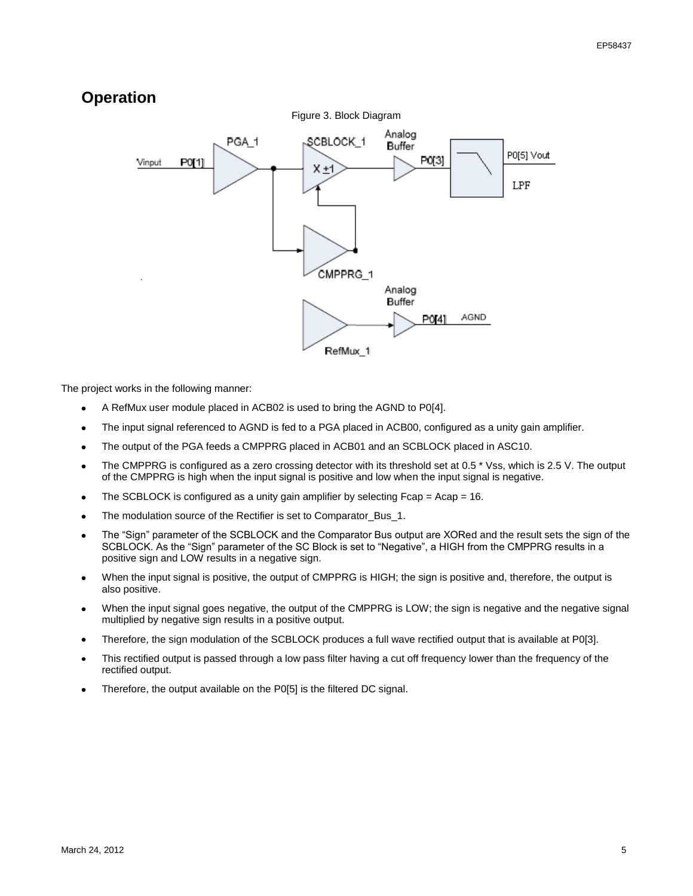## Operation

Figure 3. Block Diagram

The project works in the following manner:

- A RefMux user module placed in ACB02 is used to bring the AGND to P0[4].
- The input signal referenced to AGND is fed to a PGA placed in ACB00, configured as a unity gain amplifier.
- The output of the PGA feeds a CMPPRG placed in ACB01 and an SCBLOCK placed in ASC10.
- The CMPPRG is configured as a zero crossing detector with its threshold set at 0.5 * Vss, which is 2.5 V. The output of the CMPPRG is high when the input signal is positive and low when the input signal is negative.
- The SCBLOCK is configured as a unity gain amplifier by selecting Fcap = Acap = 16.
- The modulation source of the Rectifier is set to Comparator_Bus_1.
- The “Sign” parameter of the SCBLOCK and the Comparator Bus output are XORed and the result sets the sign of the SCBLOCK. As the “Sign” parameter of the SC Block is set to “Negative”, a HIGH from the CMPPRG results in a positive sign and LOW results in a negative sign.
- When the input signal is positive, the output of CMPPRG is HIGH; the sign is positive and, therefore, the output is also positive.
- When the input signal goes negative, the output of the CMPPRG is LOW; the sign is negative and the negative signal multiplied by negative sign results in a positive output.
- Therefore, the sign modulation of the SCBLOCK produces a full wave rectified output that is available at P0[3].
- This rectified output is passed through a low pass filter having a cut off frequency lower than the frequency of the rectified output.
- Therefore, the output available on the P0[5] is the filtered DC signal.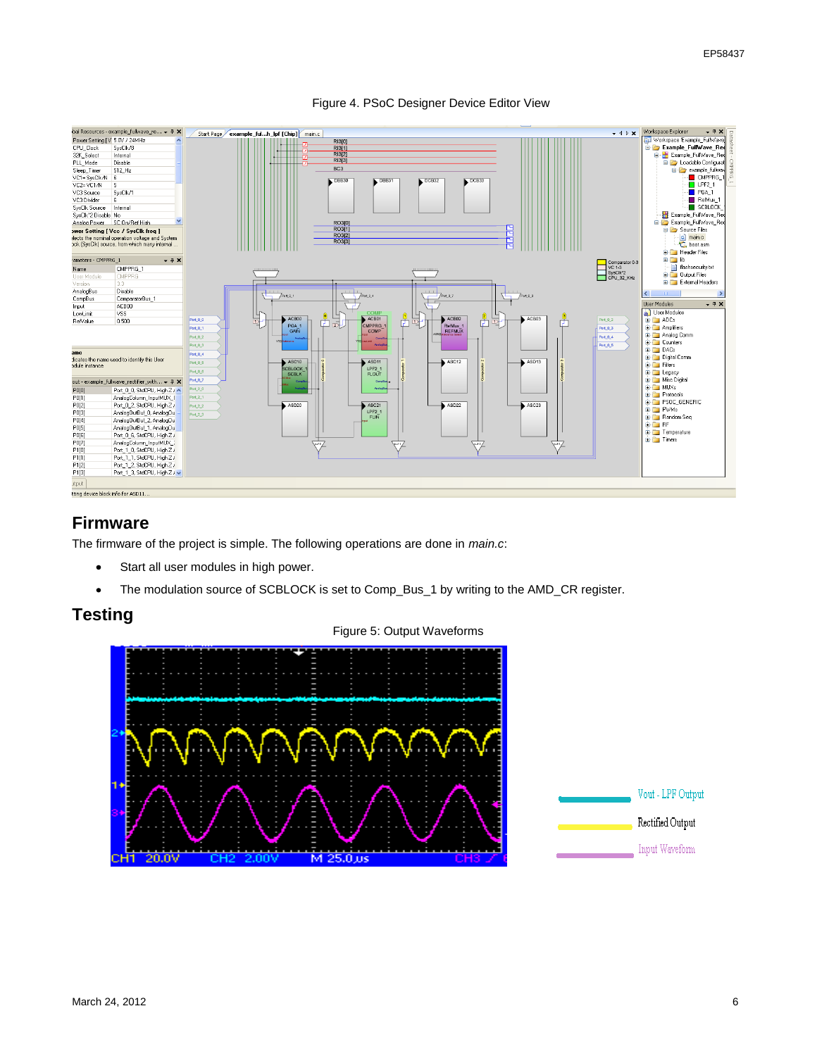Figure 4. PSoC Designer Device Editor View

## Firmware

The firmware of the project is simple. The following operations are done in *main.c*:

- Start all user modules in high power.
- The modulation source of SCBLOCK is set to Comp_Bus_1 by writing to the AMD_CR register.

## Testing

Figure 5: Output Waveforms

Vout - LPF Output

Rectified Output

Input Waveform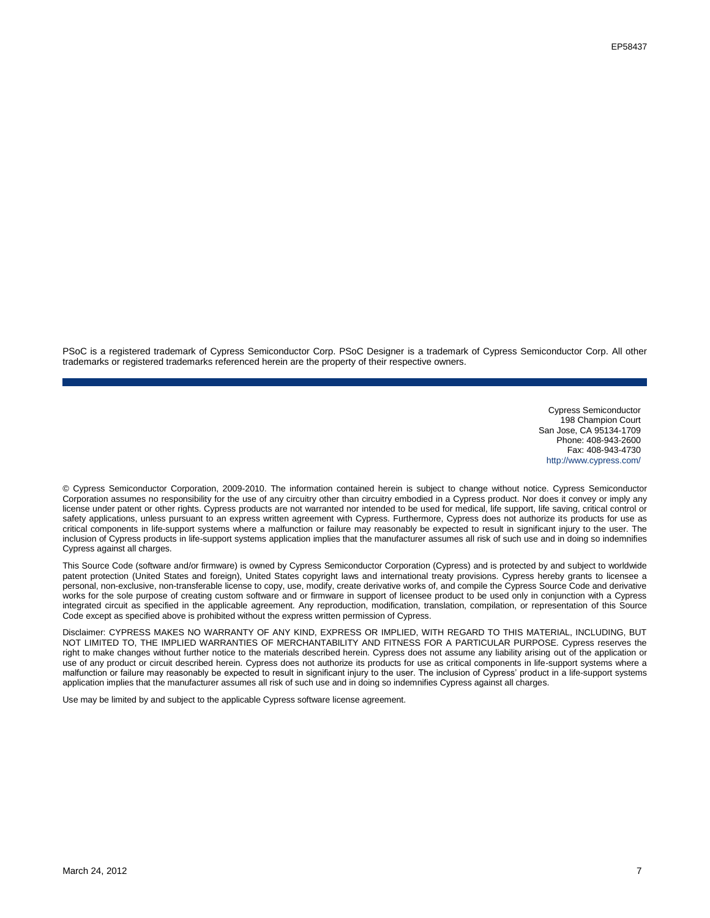PSoC is a registered trademark of Cypress Semiconductor Corp. PSoC Designer is a trademark of Cypress Semiconductor Corp. All other trademarks or registered trademarks referenced herein are the property of their respective owners.

Cypress Semiconductor
198 Champion Court
San Jose, CA 95134-1709
Phone: 408-943-2600
Fax: 408-943-4730
http://www.cypress.com/

© Cypress Semiconductor Corporation, 2009-2010. The information contained herein is subject to change without notice. Cypress Semiconductor Corporation assumes no responsibility for the use of any circuitry other than circuitry embodied in a Cypress product. Nor does it convey or imply any license under patent or other rights. Cypress products are not warranted nor intended to be used for medical, life support, life saving, critical control or safety applications, unless pursuant to an express written agreement with Cypress. Furthermore, Cypress does not authorize its products for use as critical components in life-support systems where a malfunction or failure may reasonably be expected to result in significant injury to the user. The inclusion of Cypress products in life-support systems application implies that the manufacturer assumes all risk of such use and in doing so indemnifies Cypress against all charges.

This Source Code (software and/or firmware) is owned by Cypress Semiconductor Corporation (Cypress) and is protected by and subject to worldwide patent protection (United States and foreign), United States copyright laws and international treaty provisions. Cypress hereby grants to licensee a personal, non-exclusive, non-transferable license to copy, use, modify, create derivative works of, and compile the Cypress Source Code and derivative works for the sole purpose of creating custom software and or firmware in support of licensee product to be used only in conjunction with a Cypress integrated circuit as specified in the applicable agreement. Any reproduction, modification, translation, compilation, or representation of this Source Code except as specified above is prohibited without the express written permission of Cypress.

Disclaimer: CYPRESS MAKES NO WARRANTY OF ANY KIND, EXPRESS OR IMPLIED, WITH REGARD TO THIS MATERIAL, INCLUDING, BUT NOT LIMITED TO, THE IMPLIED WARRANTIES OF MERCHANTABILITY AND FITNESS FOR A PARTICULAR PURPOSE. Cypress reserves the right to make changes without further notice to the materials described herein. Cypress does not assume any liability arising out of the application or use of any product or circuit described herein. Cypress does not authorize its products for use as critical components in life-support systems where a malfunction or failure may reasonably be expected to result in significant injury to the user. The inclusion of Cypress' product in a life-support systems application implies that the manufacturer assumes all risk of such use and in doing so indemnifies Cypress against all charges.

Use may be limited by and subject to the applicable Cypress software license agreement.